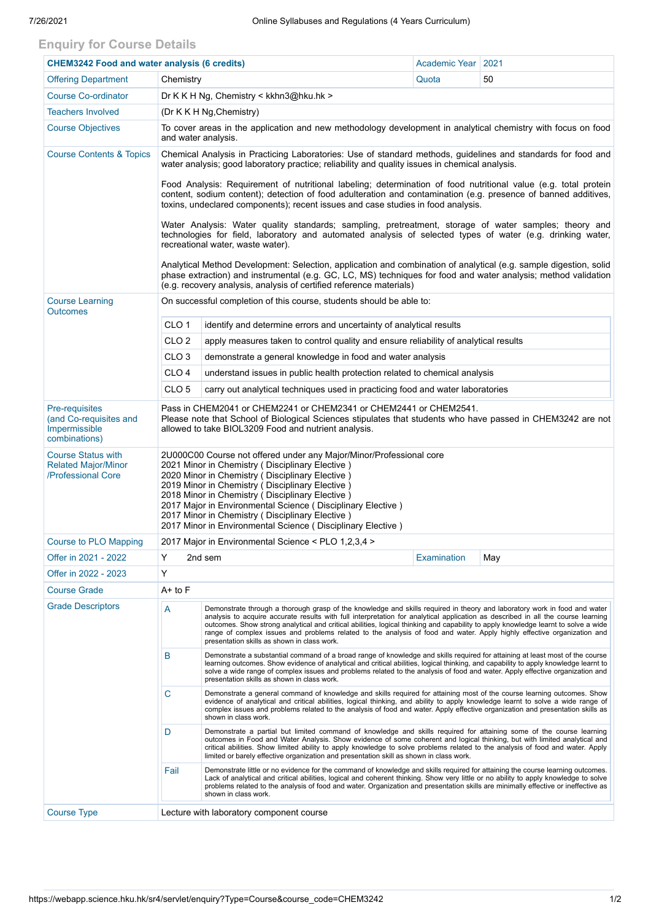## Enquiry for Course Details

| **CHEM3242 Food and water analysis (6 credits)** | | Academic Year | 2021 |
|---|---|---|---|
| Offering Department | Chemistry | Quota | 50 |
| Course Co-ordinator | Dr K K H Ng, Chemistry < kkhn3@hku.hk > | | |
| Teachers Involved | (Dr K K H Ng,Chemistry) | | |
| Course Objectives | To cover areas in the application and new methodology development in analytical chemistry with focus on food and water analysis. | | |
| Course Contents & Topics | Chemical Analysis in Practicing Laboratories: Use of standard methods, guidelines and standards for food and water analysis; good laboratory practice; reliability and quality issues in chemical analysis.<br><br>Food Analysis: Requirement of nutritional labeling; determination of food nutritional value (e.g. total protein content, sodium content); detection of food adulteration and contamination (e.g. presence of banned additives, toxins, undeclared components); recent issues and case studies in food analysis.<br><br>Water Analysis: Water quality standards; sampling, pretreatment, storage of water samples; theory and technologies for field, laboratory and automated analysis of selected types of water (e.g. drinking water, recreational water, waste water).<br><br>Analytical Method Development: Selection, application and combination of analytical (e.g. sample digestion, solid phase extraction) and instrumental (e.g. GC, LC, MS) techniques for food and water analysis; method validation (e.g. recovery analysis, analysis of certified reference materials) | | |
| Course Learning Outcomes | On successful completion of this course, students should be able to:<br><br>CLO 1 identify and determine errors and uncertainty of analytical results<br>CLO 2 apply measures taken to control quality and ensure reliability of analytical results<br>CLO 3 demonstrate a general knowledge in food and water analysis<br>CLO 4 understand issues in public health protection related to chemical analysis<br>CLO 5 carry out analytical techniques used in practicing food and water laboratories | | |
| Pre-requisites (and Co-requisites and Impermissible combinations) | Pass in CHEM2041 or CHEM2241 or CHEM2341 or CHEM2441 or CHEM2541.<br>Please note that School of Biological Sciences stipulates that students who have passed in CHEM3242 are not allowed to take BIOL3209 Food and nutrient analysis. | | |
| Course Status with Related Major/Minor /Professional Core | 2U000C00 Course not offered under any Major/Minor/Professional core<br>2021 Minor in Chemistry ( Disciplinary Elective )<br>2020 Minor in Chemistry ( Disciplinary Elective )<br>2019 Minor in Chemistry ( Disciplinary Elective )<br>2018 Minor in Chemistry ( Disciplinary Elective )<br>2017 Major in Environmental Science ( Disciplinary Elective )<br>2017 Minor in Chemistry ( Disciplinary Elective )<br>2017 Minor in Environmental Science ( Disciplinary Elective ) | | |
| Course to PLO Mapping | 2017 Major in Environmental Science < PLO 1,2,3,4 > | | |
| Offer in 2021 - 2022 | Y 2nd sem | Examination | May |
| Offer in 2022 - 2023 | Y | | |
| Course Grade | A+ to F | | |
| Grade Descriptors | **A** Demonstrate through a thorough grasp of the knowledge and skills required in theory and laboratory work in food and water analysis to acquire accurate results with full interpretation for analytical application as described in all the course learning outcomes. Show strong analytical and critical abilities, logical thinking and capability to apply knowledge learnt to solve a wide range of complex issues and problems related to the analysis of food and water. Apply highly effective organization and presentation skills as shown in class work.<br><br>**B** Demonstrate a substantial command of a broad range of knowledge and skills required for attaining at least most of the course learning outcomes. Show evidence of analytical and critical abilities, logical thinking, and capability to apply knowledge learnt to solve a wide range of complex issues and problems related to the analysis of food and water. Apply effective organization and presentation skills as shown in class work.<br><br>**C** Demonstrate a general command of knowledge and skills required for attaining most of the course learning outcomes. Show evidence of analytical and critical abilities, logical thinking, and ability to apply knowledge learnt to solve a wide range of complex issues and problems related to the analysis of food and water. Apply effective organization and presentation skills as shown in class work.<br><br>**D** Demonstrate a partial but limited command of knowledge and skills required for attaining some of the course learning outcomes in Food and Water Analysis. Show evidence of some coherent and logical thinking, but with limited analytical and critical abilities. Show limited ability to apply knowledge to solve problems related to the analysis of food and water. Apply limited or barely effective organization and presentation skill as shown in class work.<br><br>**Fail** Demonstrate little or no evidence for the command of knowledge and skills required for attaining the course learning outcomes. Lack of analytical and critical abilities, logical and coherent thinking. Show very little or no ability to apply knowledge to solve problems related to the analysis of food and water. Organization and presentation skills are minimally effective or ineffective as shown in class work. | | |
| Course Type | Lecture with laboratory component course | | |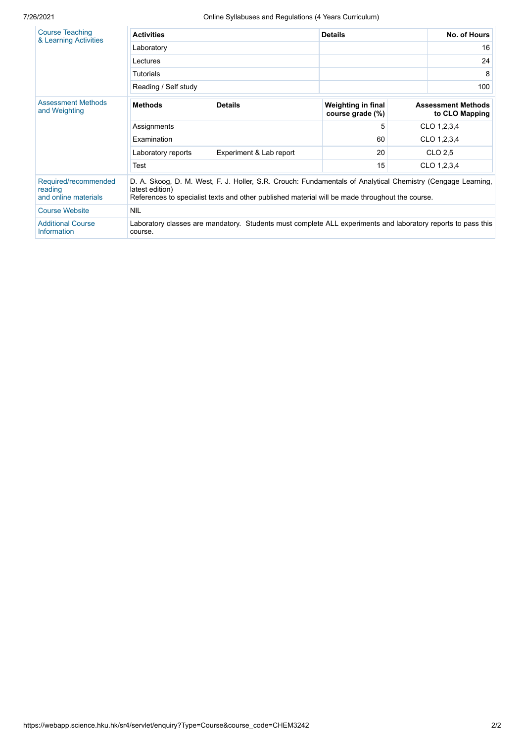| | | | | |
|---|---|---|---|---|
| Course Teaching & Learning Activities | **Activities** | **Details** | **No. of Hours** | |
| | Laboratory | | 16 | |
| | Lectures | | 24 | |
| | Tutorials | | 8 | |
| | Reading / Self study | | 100 | |
| Assessment Methods and Weighting | **Methods** | **Details** | **Weighting in final course grade (%)** | **Assessment Methods to CLO Mapping** |
| | Assignments | | 5 | CLO 1,2,3,4 |
| | Examination | | 60 | CLO 1,2,3,4 |
| | Laboratory reports | Experiment & Lab report | 20 | CLO 2,5 |
| | Test | | 15 | CLO 1,2,3,4 |
| Required/recommended reading and online materials | D. A. Skoog, D. M. West, F. J. Holler, S.R. Crouch: Fundamentals of Analytical Chemistry (Cengage Learning, latest edition)<br>References to specialist texts and other published material will be made throughout the course. | | | |
| Course Website | NIL | | | |
| Additional Course Information | Laboratory classes are mandatory. Students must complete ALL experiments and laboratory reports to pass this course. | | | |